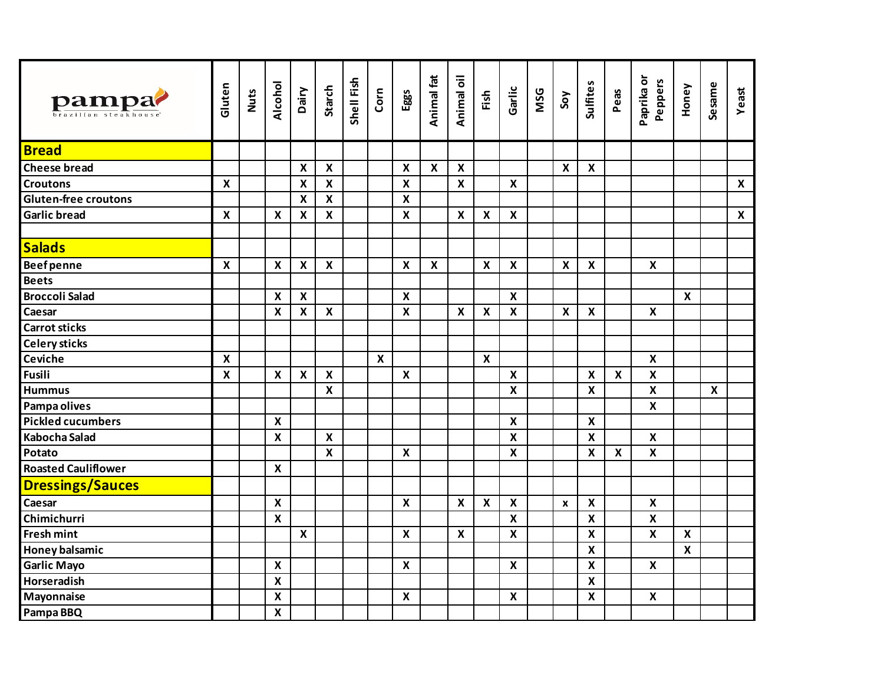| pampa brazilian steakhouse | Gluten | Nuts | Alcohol | Dairy | Starch | Shell Fish | Corn | Eggs | Animal fat | Animal oil | Fish | Garlic | MSG | Soy | Sulfites | Peas | Paprika or Peppers | Honey | Sesame | Yeast |
|---|---|---|---|---|---|---|---|---|---|---|---|---|---|---|---|---|---|---|---|---|
| **Bread** | | | | | | | | | | | | | | | | | | | | |
| Cheese bread | | | | X | X | | | X | X | X | | | | X | X | | | | | |
| Croutons | X | | | X | X | | | X | | X | | X | | | | | | | | X |
| Gluten-free croutons | | | | X | X | | | X | | | | | | | | | | | | |
| Garlic bread | X | | X | X | X | | | X | | X | X | X | | | | | | | | X |
| | | | | | | | | | | | | | | | | | | | | |
| **Salads** | | | | | | | | | | | | | | | | | | | | |
| Beef penne | X | | X | X | X | | | X | X | | X | X | | X | X | | X | | | |
| Beets | | | | | | | | | | | | | | | | | | | | |
| Broccoli Salad | | | X | X | | | | X | | | | X | | | | | | X | | |
| Caesar | | | X | X | X | | | X | | X | X | X | | X | X | | X | | | |
| Carrot sticks | | | | | | | | | | | | | | | | | | | | |
| Celery sticks | | | | | | | | | | | | | | | | | | | | |
| Ceviche | X | | | | | | X | | | | X | | | | | | X | | | |
| Fusili | X | | X | X | X | | | X | | | | X | | | X | X | X | | | |
| Hummus | | | | | X | | | | | | | X | | | X | | X | | X | |
| Pampa olives | | | | | | | | | | | | | | | | | X | | | |
| Pickled cucumbers | | | X | | | | | | | | | X | | | X | | | | | |
| Kabocha Salad | | | X | | X | | | | | | | X | | | X | | X | | | |
| Potato | | | | | X | | | X | | | | X | | | X | X | X | | | |
| Roasted Cauliflower | | | X | | | | | | | | | | | | | | | | | |
| **Dressings/Sauces** | | | | | | | | | | | | | | | | | | | | |
| Caesar | | | X | | | | | X | | X | X | X | | x | X | | X | | | |
| Chimichurri | | | X | | | | | | | | | X | | | X | | X | | | |
| Fresh mint | | | | X | | | | X | | X | | X | | | X | | X | X | | |
| Honey balsamic | | | | | | | | | | | | | | | X | | | X | | |
| Garlic Mayo | | | X | | | | | X | | | | X | | | X | | X | | | |
| Horseradish | | | X | | | | | | | | | | | | X | | | | | |
| Mayonnaise | | | X | | | | | X | | | | X | | | X | | X | | | |
| Pampa BBQ | | | X | | | | | | | | | | | | | | | | | |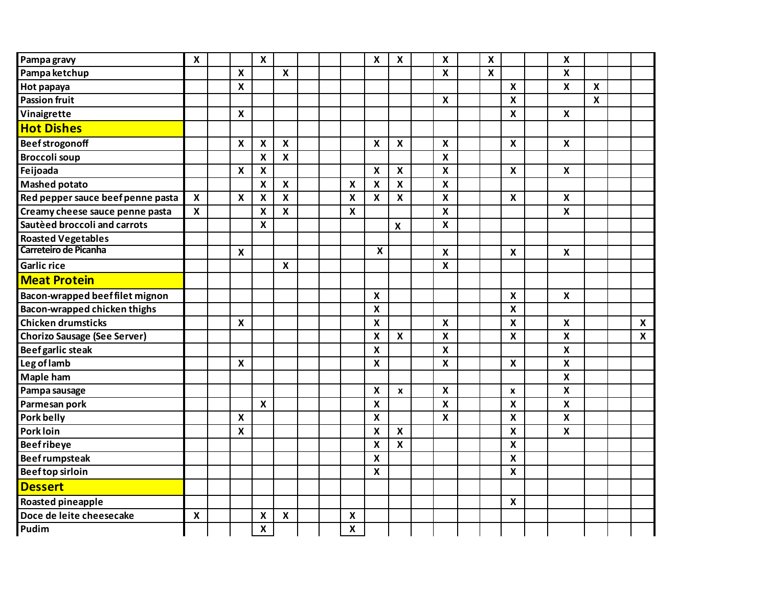| | | | | | | | | | | | | | | | | | | | | |
|---|---|---|---|---|---|---|---|---|---|---|---|---|---|---|---|---|---|---|---|---|
| Pampa gravy | X | | | X | | | | | X | X | | X | | X | | | X | | | |
| Pampa ketchup | | | X | | X | | | | | | | X | | X | | | X | | | |
| Hot papaya | | | X | | | | | | | | | | | | X | | X | X | | |
| Passion fruit | | | | | | | | | | | | X | | | X | | | X | | |
| Vinaigrette | | | X | | | | | | | | | | | | X | | X | | | |
| **Hot Dishes** | | | | | | | | | | | | | | | | | | | | |
| Beef strogonoff | | | X | X | X | | | | X | X | | X | | | X | | X | | | |
| Broccoli soup | | | | X | X | | | | | | | X | | | | | | | | |
| Feijoada | | | X | X | | | | | X | X | | X | | | X | | X | | | |
| Mashed potato | | | | X | X | | | X | X | X | | X | | | | | | | | |
| Red pepper sauce beef penne pasta | X | | X | X | X | | | X | X | X | | X | | | X | | X | | | |
| Creamy cheese sauce penne pasta | X | | | X | X | | | X | | | | X | | | | | X | | | |
| Sautèed broccoli and carrots | | | | X | | | | | | X | | X | | | | | | | | |
| Roasted Vegetables | | | | | | | | | | | | | | | | | | | | |
| Carreteiro de Picanha | | | X | | | | | | X | | | X | | | X | | X | | | |
| Garlic rice | | | | | X | | | | | | | X | | | | | | | | |
| **Meat Protein** | | | | | | | | | | | | | | | | | | | | |
| Bacon-wrapped beef filet mignon | | | | | | | | | X | | | | | | X | | X | | | |
| Bacon-wrapped chicken thighs | | | | | | | | | X | | | | | | X | | | | | |
| Chicken drumsticks | | | X | | | | | | X | | | X | | | X | | X | | | X |
| Chorizo Sausage (See Server) | | | | | | | | | X | X | | X | | | X | | X | | | X |
| Beef garlic steak | | | | | | | | | X | | | X | | | | | X | | | |
| Leg of lamb | | | X | | | | | | X | | | X | | | X | | X | | | |
| Maple ham | | | | | | | | | | | | | | | | | X | | | |
| Pampa sausage | | | | | | | | | X | x | | X | | | x | | X | | | |
| Parmesan pork | | | | X | | | | | X | | | X | | | X | | X | | | |
| Pork belly | | | X | | | | | | X | | | X | | | X | | X | | | |
| Pork loin | | | X | | | | | | X | X | | | | | X | | X | | | |
| Beef ribeye | | | | | | | | | X | X | | | | | X | | | | | |
| Beef rumpsteak | | | | | | | | | X | | | | | | X | | | | | |
| Beef top sirloin | | | | | | | | | X | | | | | | X | | | | | |
| **Dessert** | | | | | | | | | | | | | | | | | | | | |
| Roasted pineapple | | | | | | | | | | | | | | | X | | | | | |
| Doce de leite cheesecake | X | | | X | X | | | X | | | | | | | | | | | | |
| Pudim | | | | X | | | | X | | | | | | | | | | | | |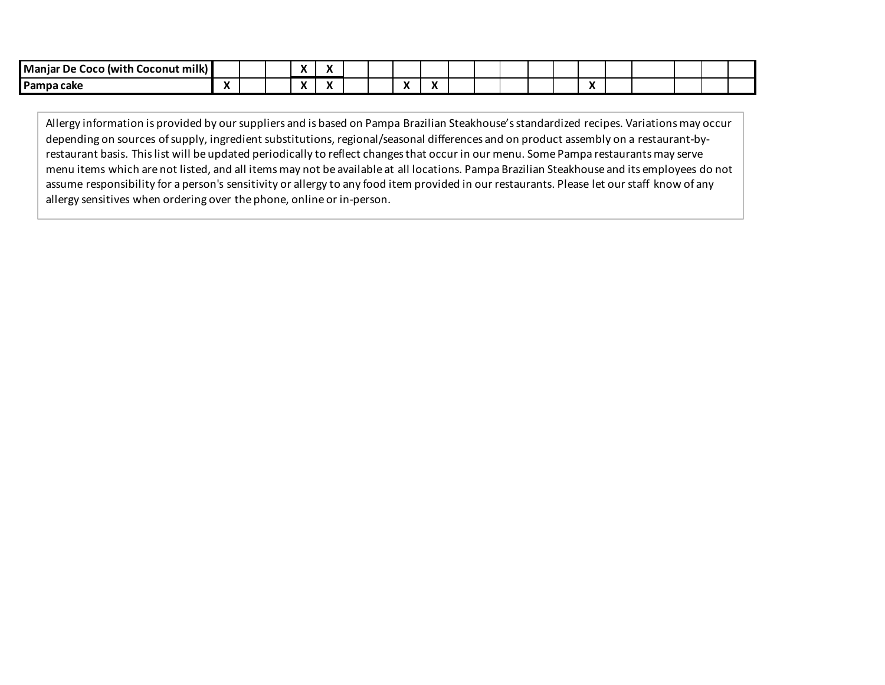| | | | | | | | | | | | | | | | | | | | | |
|---|---|---|---|---|---|---|---|---|---|---|---|---|---|---|---|---|---|---|---|---|
| **Manjar De Coco (with Coconut milk)** | | | | X | X | | | | | | | | | | | | | | | |
| **Pampa cake** | X | | | X | X | | | X | X | | | | | | X | | | | | |

Allergy information is provided by our suppliers and is based on Pampa Brazilian Steakhouse's standardized recipes. Variations may occur depending on sources of supply, ingredient substitutions, regional/seasonal differences and on product assembly on a restaurant-by-restaurant basis. This list will be updated periodically to reflect changes that occur in our menu. Some Pampa restaurants may serve menu items which are not listed, and all items may not be available at all locations. Pampa Brazilian Steakhouse and its employees do not assume responsibility for a person's sensitivity or allergy to any food item provided in our restaurants. Please let our staff know of any allergy sensitives when ordering over the phone, online or in-person.